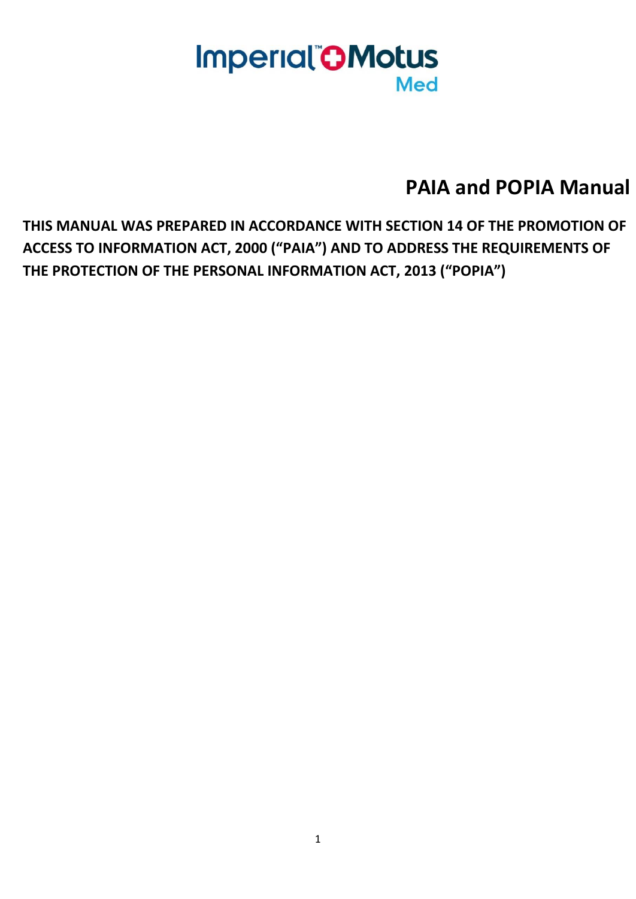Imperial™ Motus Med

# PAIA and POPIA Manual

**THIS MANUAL WAS PREPARED IN ACCORDANCE WITH SECTION 14 OF THE PROMOTION OF ACCESS TO INFORMATION ACT, 2000 ("PAIA") AND TO ADDRESS THE REQUIREMENTS OF THE PROTECTION OF THE PERSONAL INFORMATION ACT, 2013 ("POPIA")**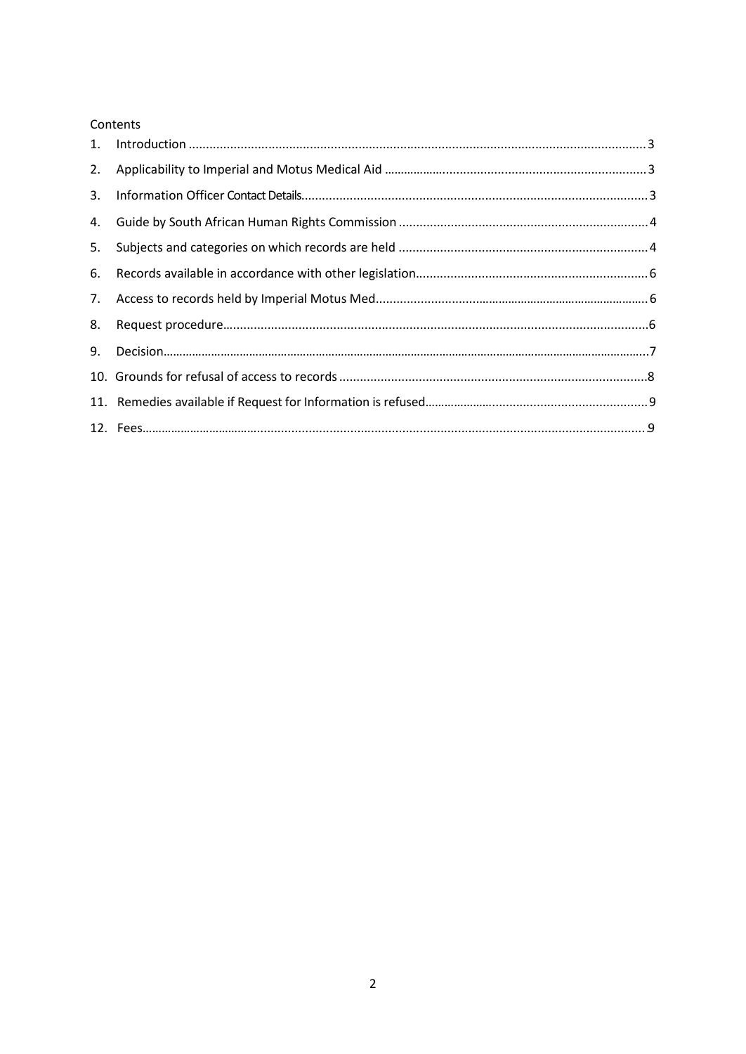Contents

1. Introduction ..................................................................................................................................3
2. Applicability to Imperial and Motus Medical Aid .........................................................................3
3. Information Officer Contact Details...............................................................................................3
4. Guide by South African Human Rights Commission ......................................................................4
5. Subjects and categories on which records are held .....................................................................4
6. Records available in accordance with other legislation................................................................6
7. Access to records held by Imperial Motus Med..............................................................................6
8. Request procedure.........................................................................................................................6
9. Decision..........................................................................................................................................7
10. Grounds for refusal of access to records ......................................................................................8
11. Remedies available if Request for Information is refused.............................................................9
12. Fees................................................................................................................................................9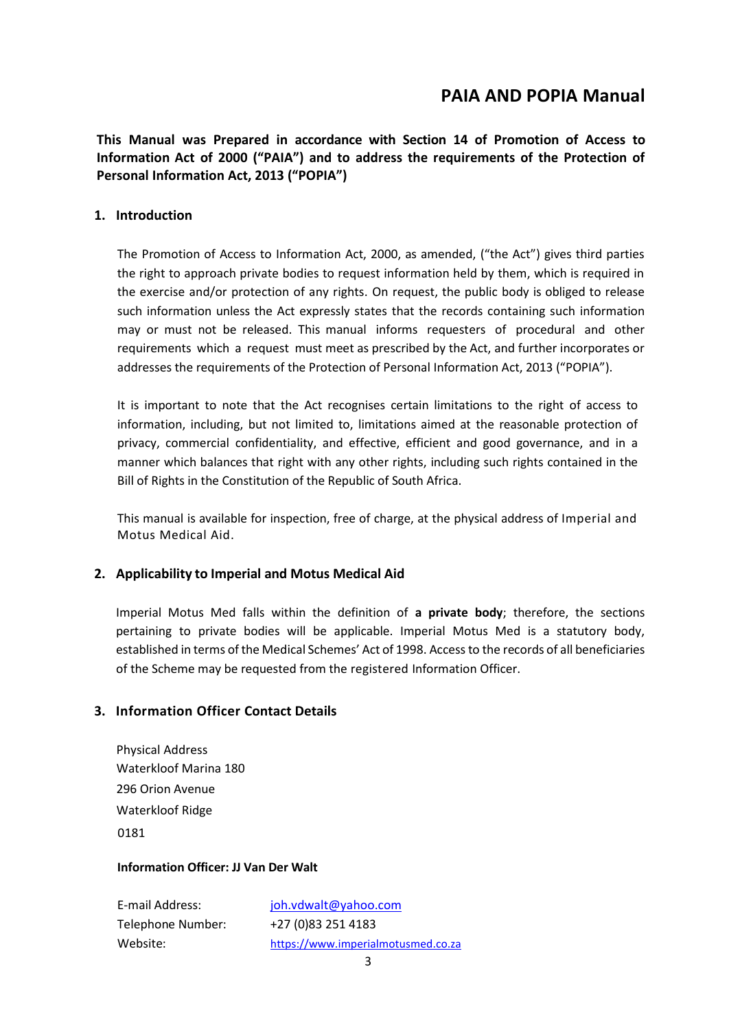# PAIA AND POPIA Manual

**This Manual was Prepared in accordance with Section 14 of Promotion of Access to Information Act of 2000 ("PAIA") and to address the requirements of the Protection of Personal Information Act, 2013 ("POPIA")**

## 1. Introduction

The Promotion of Access to Information Act, 2000, as amended, ("the Act") gives third parties the right to approach private bodies to request information held by them, which is required in the exercise and/or protection of any rights. On request, the public body is obliged to release such information unless the Act expressly states that the records containing such information may or must not be released. This manual informs requesters of procedural and other requirements which a request must meet as prescribed by the Act, and further incorporates or addresses the requirements of the Protection of Personal Information Act, 2013 ("POPIA").

It is important to note that the Act recognises certain limitations to the right of access to information, including, but not limited to, limitations aimed at the reasonable protection of privacy, commercial confidentiality, and effective, efficient and good governance, and in a manner which balances that right with any other rights, including such rights contained in the Bill of Rights in the Constitution of the Republic of South Africa.

This manual is available for inspection, free of charge, at the physical address of Imperial and Motus Medical Aid.

## 2. Applicability to Imperial and Motus Medical Aid

Imperial Motus Med falls within the definition of **a private body**; therefore, the sections pertaining to private bodies will be applicable. Imperial Motus Med is a statutory body, established in terms of the Medical Schemes' Act of 1998. Access to the records of all beneficiaries of the Scheme may be requested from the registered Information Officer.

## 3. Information Officer Contact Details

Physical Address
Waterkloof Marina 180
296 Orion Avenue
Waterkloof Ridge
0181

**Information Officer: JJ Van Der Walt**

| | |
|---|---|
| E-mail Address: | joh.vdwalt@yahoo.com |
| Telephone Number: | +27 (0)83 251 4183 |
| Website: | https://www.imperialmotusmed.co.za |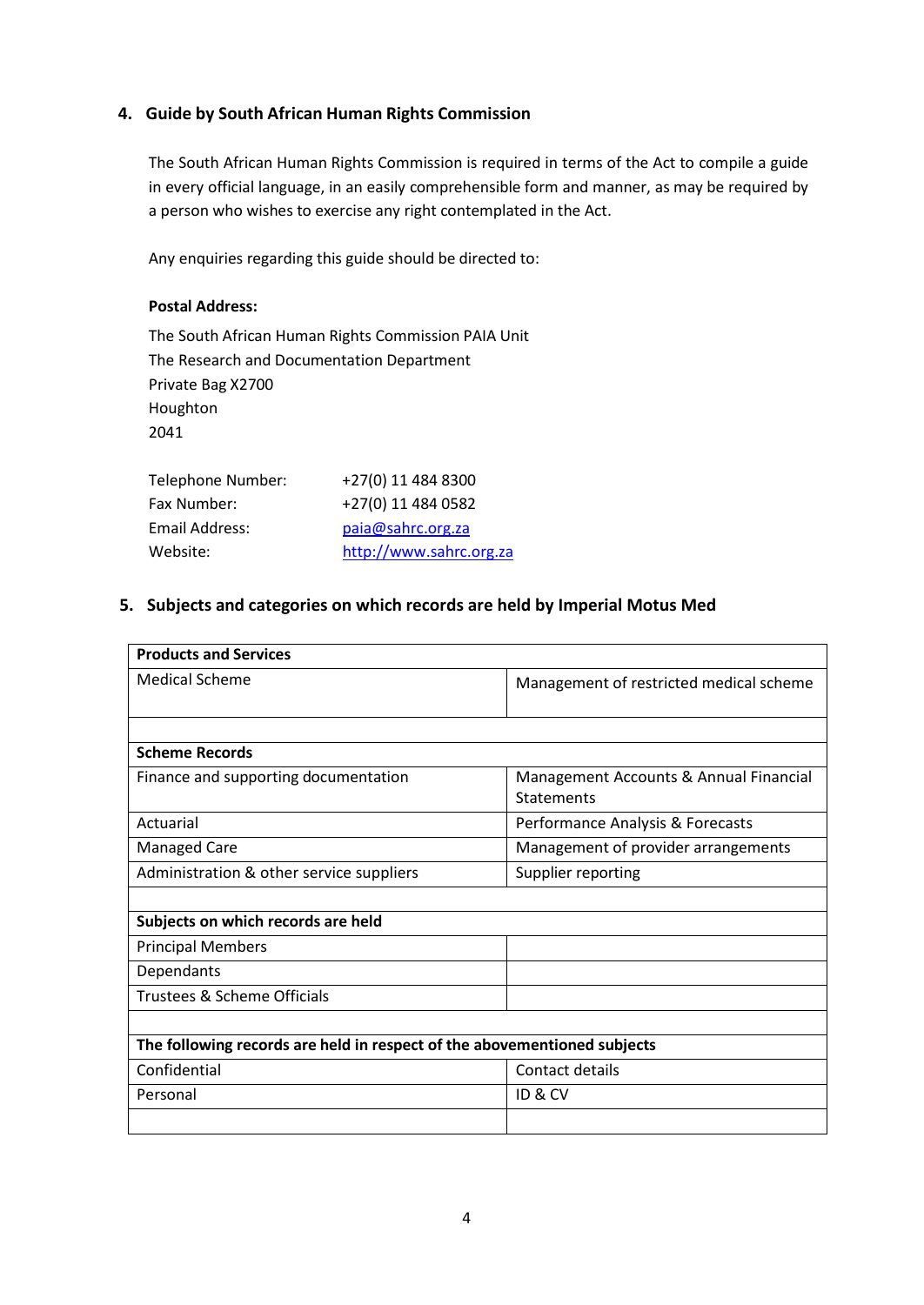## 4. Guide by South African Human Rights Commission

The South African Human Rights Commission is required in terms of the Act to compile a guide in every official language, in an easily comprehensible form and manner, as may be required by a person who wishes to exercise any right contemplated in the Act.

Any enquiries regarding this guide should be directed to:

**Postal Address:**

The South African Human Rights Commission PAIA Unit
The Research and Documentation Department
Private Bag X2700
Houghton
2041

| | |
|---|---|
| Telephone Number: | +27(0) 11 484 8300 |
| Fax Number: | +27(0) 11 484 0582 |
| Email Address: | paia@sahrc.org.za |
| Website: | http://www.sahrc.org.za |

## 5. Subjects and categories on which records are held by Imperial Motus Med

| **Products and Services** | |
|---|---|
| Medical Scheme | Management of restricted medical scheme |
| | |
| **Scheme Records** | |
| Finance and supporting documentation | Management Accounts & Annual Financial Statements |
| Actuarial | Performance Analysis & Forecasts |
| Managed Care | Management of provider arrangements |
| Administration & other service suppliers | Supplier reporting |
| | |
| **Subjects on which records are held** | |
| Principal Members | |
| Dependants | |
| Trustees & Scheme Officials | |
| | |
| **The following records are held in respect of the abovementioned subjects** | |
| Confidential | Contact details |
| Personal | ID & CV |
| | |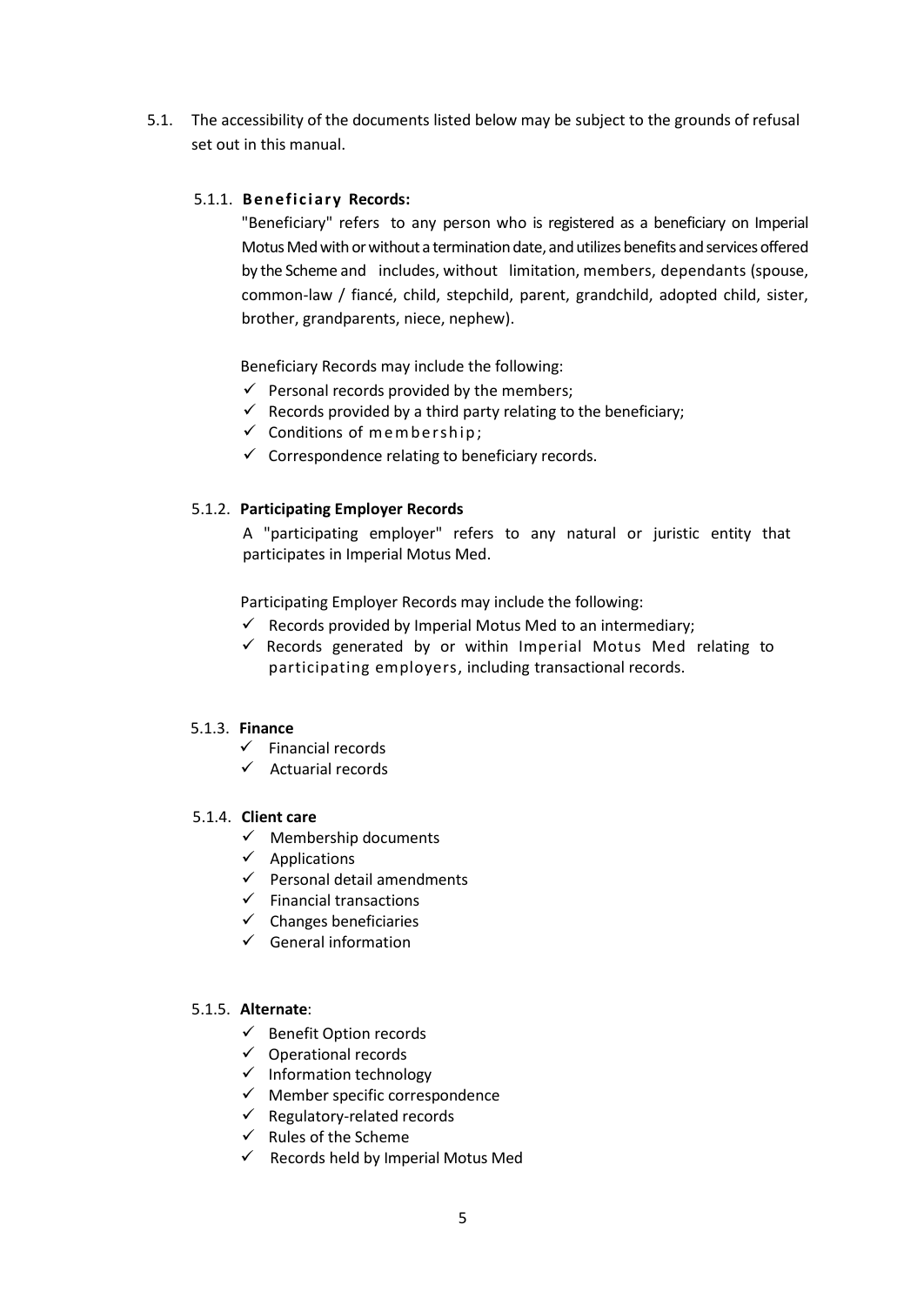5.1. The accessibility of the documents listed below may be subject to the grounds of refusal set out in this manual.

5.1.1. **Beneficiary Records:**

"Beneficiary" refers to any person who is registered as a beneficiary on Imperial Motus Med with or without a termination date, and utilizes benefits and services offered by the Scheme and includes, without limitation, members, dependants (spouse, common-law / fiancé, child, stepchild, parent, grandchild, adopted child, sister, brother, grandparents, niece, nephew).

Beneficiary Records may include the following:

- ✓ Personal records provided by the members;
- ✓ Records provided by a third party relating to the beneficiary;
- ✓ Conditions of membership;
- ✓ Correspondence relating to beneficiary records.

5.1.2. **Participating Employer Records**

A "participating employer" refers to any natural or juristic entity that participates in Imperial Motus Med.

Participating Employer Records may include the following:

- ✓ Records provided by Imperial Motus Med to an intermediary;
- ✓ Records generated by or within Imperial Motus Med relating to participating employers, including transactional records.

5.1.3. **Finance**

- ✓ Financial records
- ✓ Actuarial records

5.1.4. **Client care**

- ✓ Membership documents
- ✓ Applications
- ✓ Personal detail amendments
- ✓ Financial transactions
- ✓ Changes beneficiaries
- ✓ General information

5.1.5. **Alternate**:

- ✓ Benefit Option records
- ✓ Operational records
- ✓ Information technology
- ✓ Member specific correspondence
- ✓ Regulatory-related records
- ✓ Rules of the Scheme
- ✓ Records held by Imperial Motus Med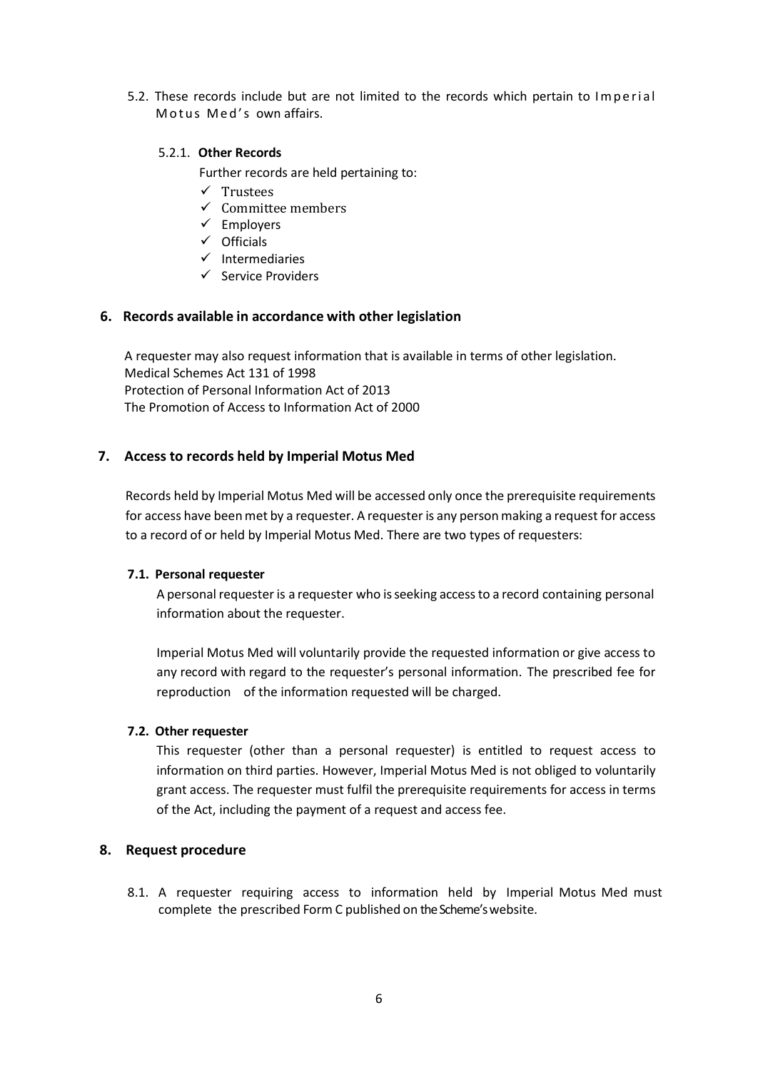5.2. These records include but are not limited to the records which pertain to Imperial Motus Med's own affairs.

5.2.1. **Other Records**

Further records are held pertaining to:

- ✓ Trustees
- ✓ Committee members
- ✓ Employers
- ✓ Officials
- ✓ Intermediaries
- ✓ Service Providers

## 6. Records available in accordance with other legislation

A requester may also request information that is available in terms of other legislation.
Medical Schemes Act 131 of 1998
Protection of Personal Information Act of 2013
The Promotion of Access to Information Act of 2000

## 7. Access to records held by Imperial Motus Med

Records held by Imperial Motus Med will be accessed only once the prerequisite requirements for access have been met by a requester. A requester is any person making a request for access to a record of or held by Imperial Motus Med. There are two types of requesters:

### 7.1. Personal requester

A personal requester is a requester who is seeking access to a record containing personal information about the requester.

Imperial Motus Med will voluntarily provide the requested information or give access to any record with regard to the requester's personal information. The prescribed fee for reproduction of the information requested will be charged.

### 7.2. Other requester

This requester (other than a personal requester) is entitled to request access to information on third parties. However, Imperial Motus Med is not obliged to voluntarily grant access. The requester must fulfil the prerequisite requirements for access in terms of the Act, including the payment of a request and access fee.

## 8. Request procedure

8.1. A requester requiring access to information held by Imperial Motus Med must complete the prescribed Form C published on the Scheme's website.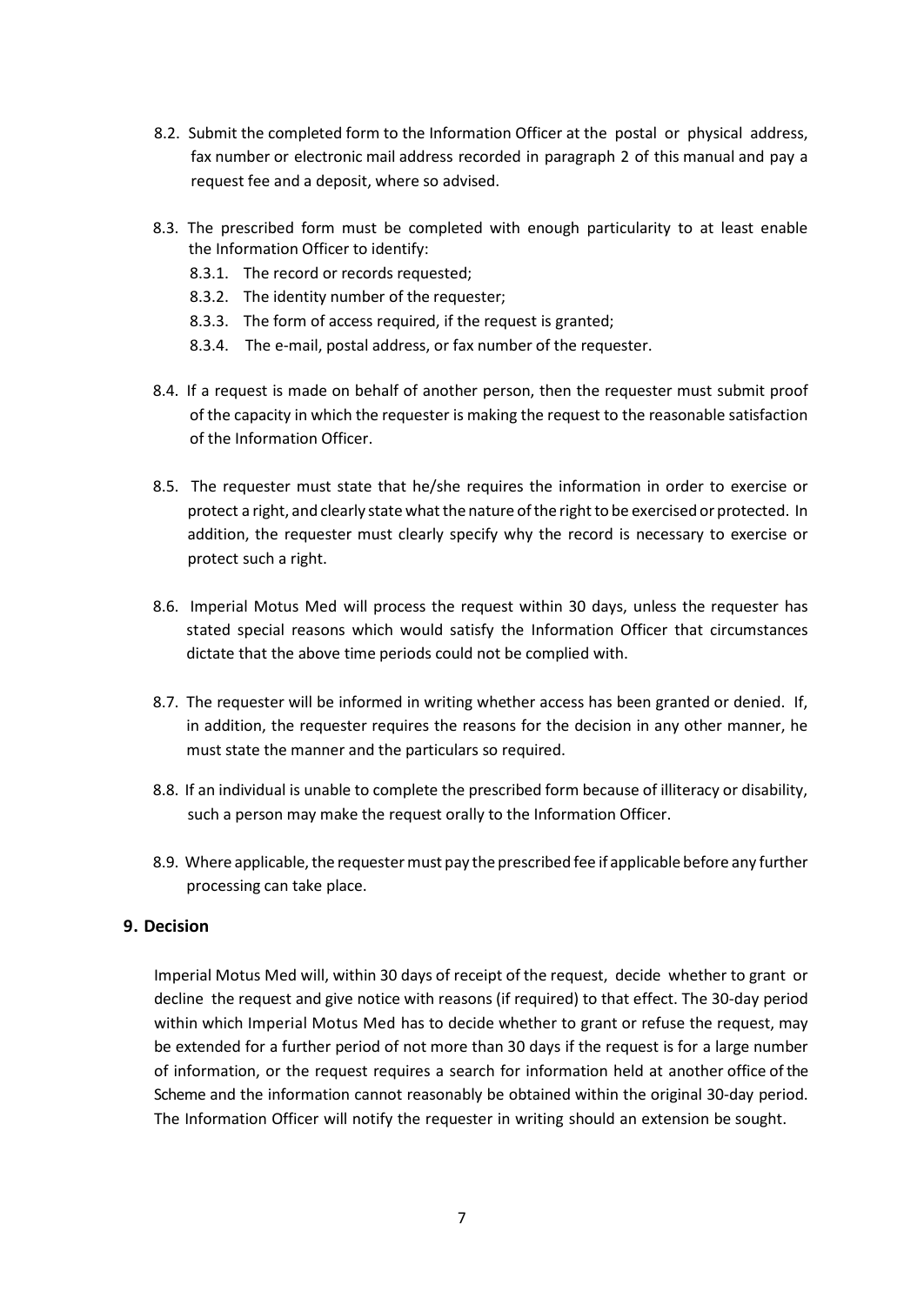8.2. Submit the completed form to the Information Officer at the postal or physical address, fax number or electronic mail address recorded in paragraph 2 of this manual and pay a request fee and a deposit, where so advised.

8.3. The prescribed form must be completed with enough particularity to at least enable the Information Officer to identify:

8.3.1. The record or records requested;

8.3.2. The identity number of the requester;

8.3.3. The form of access required, if the request is granted;

8.3.4. The e-mail, postal address, or fax number of the requester.

8.4. If a request is made on behalf of another person, then the requester must submit proof of the capacity in which the requester is making the request to the reasonable satisfaction of the Information Officer.

8.5. The requester must state that he/she requires the information in order to exercise or protect a right, and clearly state what the nature of the right to be exercised or protected. In addition, the requester must clearly specify why the record is necessary to exercise or protect such a right.

8.6. Imperial Motus Med will process the request within 30 days, unless the requester has stated special reasons which would satisfy the Information Officer that circumstances dictate that the above time periods could not be complied with.

8.7. The requester will be informed in writing whether access has been granted or denied. If, in addition, the requester requires the reasons for the decision in any other manner, he must state the manner and the particulars so required.

8.8. If an individual is unable to complete the prescribed form because of illiteracy or disability, such a person may make the request orally to the Information Officer.

8.9. Where applicable, the requester must pay the prescribed fee if applicable before any further processing can take place.

## 9. Decision

Imperial Motus Med will, within 30 days of receipt of the request, decide whether to grant or decline the request and give notice with reasons (if required) to that effect. The 30-day period within which Imperial Motus Med has to decide whether to grant or refuse the request, may be extended for a further period of not more than 30 days if the request is for a large number of information, or the request requires a search for information held at another office of the Scheme and the information cannot reasonably be obtained within the original 30-day period. The Information Officer will notify the requester in writing should an extension be sought.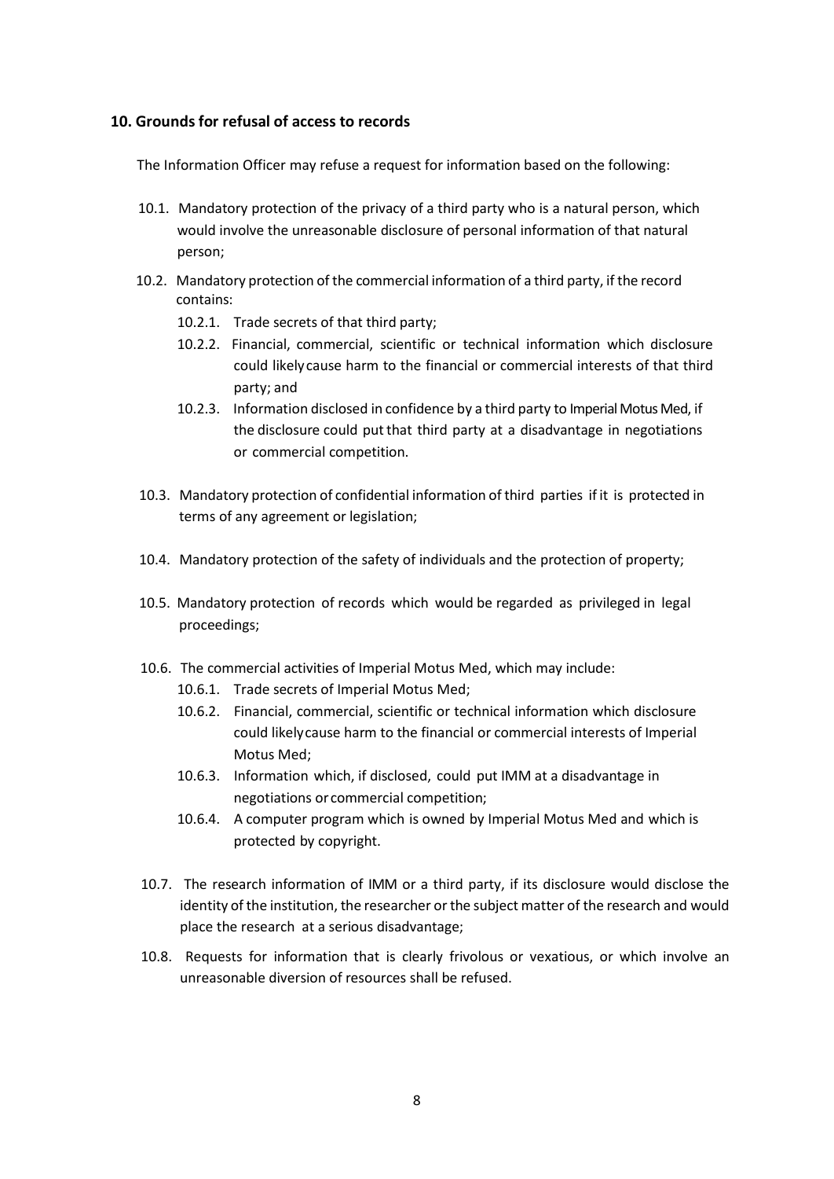## 10. Grounds for refusal of access to records

The Information Officer may refuse a request for information based on the following:

10.1. Mandatory protection of the privacy of a third party who is a natural person, which would involve the unreasonable disclosure of personal information of that natural person;

10.2. Mandatory protection of the commercial information of a third party, if the record contains:

10.2.1. Trade secrets of that third party;

10.2.2. Financial, commercial, scientific or technical information which disclosure could likely cause harm to the financial or commercial interests of that third party; and

10.2.3. Information disclosed in confidence by a third party to Imperial Motus Med, if the disclosure could put that third party at a disadvantage in negotiations or commercial competition.

10.3. Mandatory protection of confidential information of third parties if it is protected in terms of any agreement or legislation;

10.4. Mandatory protection of the safety of individuals and the protection of property;

10.5. Mandatory protection of records which would be regarded as privileged in legal proceedings;

10.6. The commercial activities of Imperial Motus Med, which may include:

10.6.1. Trade secrets of Imperial Motus Med;

10.6.2. Financial, commercial, scientific or technical information which disclosure could likely cause harm to the financial or commercial interests of Imperial Motus Med;

10.6.3. Information which, if disclosed, could put IMM at a disadvantage in negotiations or commercial competition;

10.6.4. A computer program which is owned by Imperial Motus Med and which is protected by copyright.

10.7. The research information of IMM or a third party, if its disclosure would disclose the identity of the institution, the researcher or the subject matter of the research and would place the research at a serious disadvantage;

10.8. Requests for information that is clearly frivolous or vexatious, or which involve an unreasonable diversion of resources shall be refused.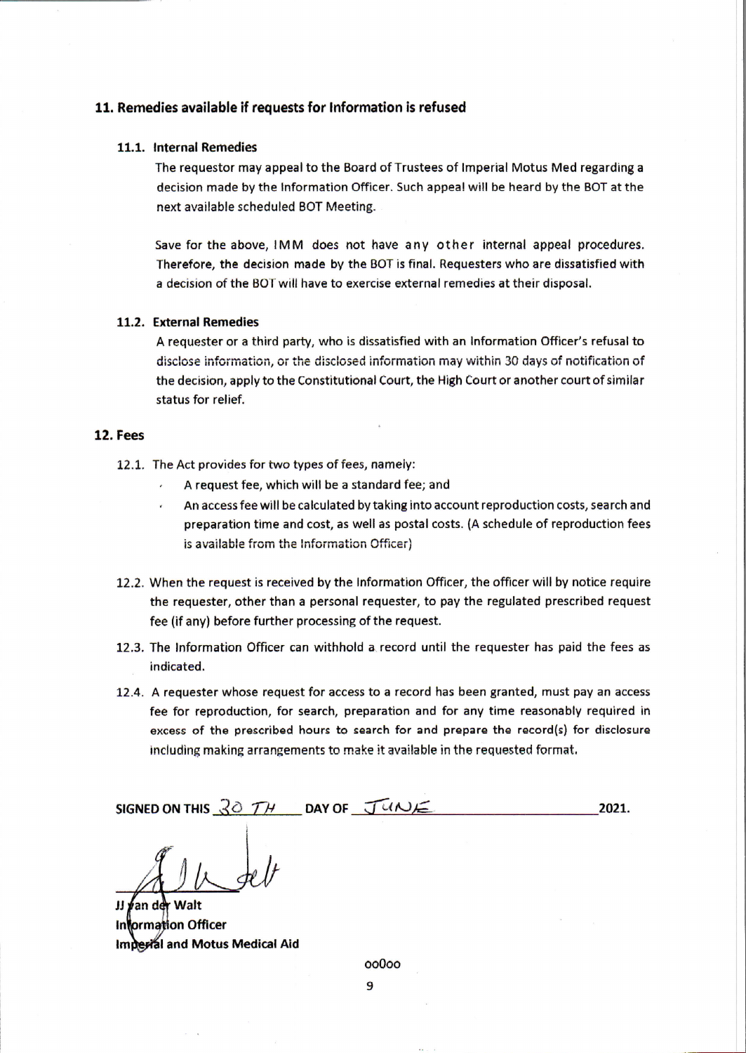## 11. Remedies available if requests for Information is refused

### 11.1. Internal Remedies

The requestor may appeal to the Board of Trustees of Imperial Motus Med regarding a decision made by the Information Officer. Such appeal will be heard by the BOT at the next available scheduled BOT Meeting.

Save for the above, IMM does not have any other internal appeal procedures. Therefore, the decision made by the BOT is final. Requesters who are dissatisfied with a decision of the BOT will have to exercise external remedies at their disposal.

### 11.2. External Remedies

A requester or a third party, who is dissatisfied with an Information Officer's refusal to disclose information, or the disclosed information may within 30 days of notification of the decision, apply to the Constitutional Court, the High Court or another court of similar status for relief.

## 12. Fees

12.1. The Act provides for two types of fees, namely:

- A request fee, which will be a standard fee; and
- An access fee will be calculated by taking into account reproduction costs, search and preparation time and cost, as well as postal costs. (A schedule of reproduction fees is available from the Information Officer)

12.2. When the request is received by the Information Officer, the officer will by notice require the requester, other than a personal requester, to pay the regulated prescribed request fee (if any) before further processing of the request.

12.3. The Information Officer can withhold a record until the requester has paid the fees as indicated.

12.4. A requester whose request for access to a record has been granted, must pay an access fee for reproduction, for search, preparation and for any time reasonably required in excess of the prescribed hours to search for and prepare the record(s) for disclosure including making arrangements to make it available in the requested format.

**SIGNED ON THIS** 30 TH **DAY OF** JUNE **2021.**

**JJ van der Walt**
**Information Officer**
**Imperial and Motus Medical Aid**

ooOoo